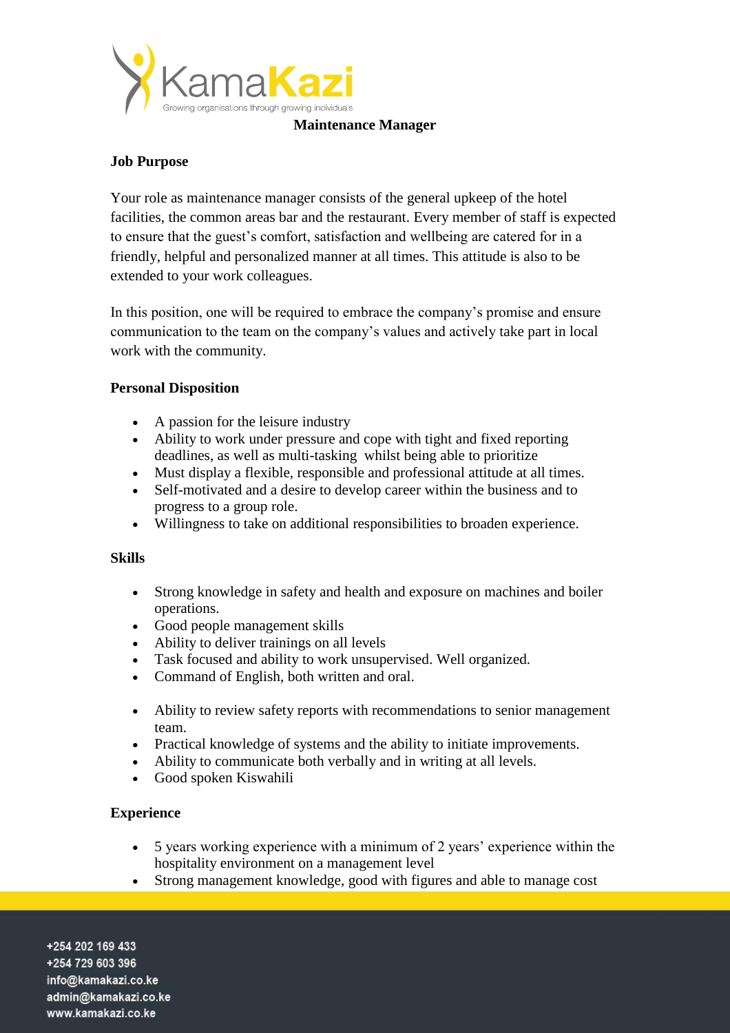# Maintenance Manager

## Job Purpose

Your role as maintenance manager consists of the general upkeep of the hotel facilities, the common areas bar and the restaurant. Every member of staff is expected to ensure that the guest's comfort, satisfaction and wellbeing are catered for in a friendly, helpful and personalized manner at all times. This attitude is also to be extended to your work colleagues.

In this position, one will be required to embrace the company's promise and ensure communication to the team on the company's values and actively take part in local work with the community.

## Personal Disposition

- A passion for the leisure industry
- Ability to work under pressure and cope with tight and fixed reporting deadlines, as well as multi-tasking whilst being able to prioritize
- Must display a flexible, responsible and professional attitude at all times.
- Self-motivated and a desire to develop career within the business and to progress to a group role.
- Willingness to take on additional responsibilities to broaden experience.

## Skills

- Strong knowledge in safety and health and exposure on machines and boiler operations.
- Good people management skills
- Ability to deliver trainings on all levels
- Task focused and ability to work unsupervised. Well organized.
- Command of English, both written and oral.

- Ability to review safety reports with recommendations to senior management team.
- Practical knowledge of systems and the ability to initiate improvements.
- Ability to communicate both verbally and in writing at all levels.
- Good spoken Kiswahili

## Experience

- 5 years working experience with a minimum of 2 years' experience within the hospitality environment on a management level
- Strong management knowledge, good with figures and able to manage cost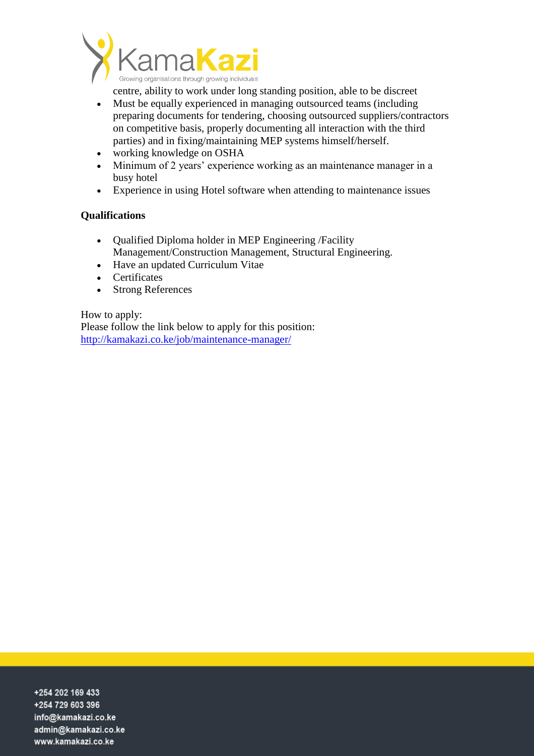centre, ability to work under long standing position, able to be discreet

- Must be equally experienced in managing outsourced teams (including preparing documents for tendering, choosing outsourced suppliers/contractors on competitive basis, properly documenting all interaction with the third parties) and in fixing/maintaining MEP systems himself/herself.
- working knowledge on OSHA
- Minimum of 2 years' experience working as an maintenance manager in a busy hotel
- Experience in using Hotel software when attending to maintenance issues

**Qualifications**

- Qualified Diploma holder in MEP Engineering /Facility Management/Construction Management, Structural Engineering.
- Have an updated Curriculum Vitae
- Certificates
- Strong References

How to apply:
Please follow the link below to apply for this position:
[http://kamakazi.co.ke/job/maintenance-manager/](http://kamakazi.co.ke/job/maintenance-manager/)